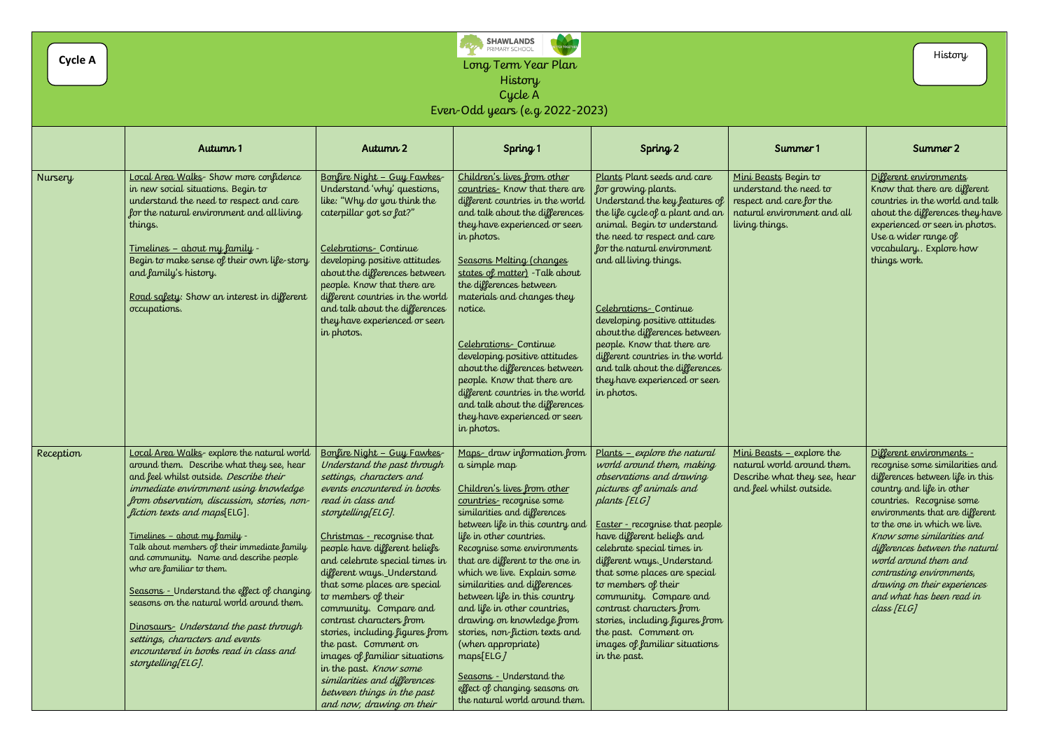Cycle A

SHAWLANDS PRIMARY SCHOOL

History

# Long Term Year Plan
## History
## Cycle A
## Even-Odd years (e.g 2022-2023)

| | Autumn 1 | Autumn 2 | Spring 1 | Spring 2 | Summer 1 | Summer 2 |
|---|---|---|---|---|---|---|
| Nursery | Local Area Walks- Show more confidence in new social situations. Begin to understand the need to respect and care for the natural environment and all living things.<br><br>Timelines – about my family - Begin to make sense of their own life-story and family's history.<br><br>Road safety: Show an interest in different occupations. | Bonfire Night – Guy Fawkes- Understand 'why' questions, like: "Why do you think the caterpillar got so fat?"<br><br>Celebrations- Continue developing positive attitudes about the differences between people. Know that there are different countries in the world and talk about the differences they have experienced or seen in photos. | Children's lives from other countries- Know that there are different countries in the world and talk about the differences they have experienced or seen in photos.<br><br>Seasons Melting (changes states of matter) -Talk about the differences between materials and changes they notice.<br><br>Celebrations- Continue developing positive attitudes about the differences between people. Know that there are different countries in the world and talk about the differences they have experienced or seen in photos. | Plants Plant seeds and care for growing plants. Understand the key features of the life cycle of a plant and an animal. Begin to understand the need to respect and care for the natural environment and all living things.<br><br>Celebrations- Continue developing positive attitudes about the differences between people. Know that there are different countries in the world and talk about the differences they have experienced or seen in photos. | Mini Beasts Begin to understand the need to respect and care for the natural environment and all living things. | Different environments Know that there are different countries in the world and talk about the differences they have experienced or seen in photos. Use a wider range of vocabulary.. Explore how things work. |
| Reception | Local Area Walks- explore the natural world around them. Describe what they see, hear and feel whilst outside. *Describe their immediate environment using knowledge from observation, discussion, stories, non-fiction texts and maps*[ELG].<br><br>Timelines – about my family - Talk about members of their immediate family and community. Name and describe people who are familiar to them.<br><br>Seasons - Understand the effect of changing seasons on the natural world around them.<br><br>Dinosaurs- *Understand the past through settings, characters and events encountered in books read in class and storytelling[ELG].* | Bonfire Night – Guy Fawkes- *Understand the past through settings, characters and events encountered in books read in class and storytelling[ELG].*<br><br>Christmas - recognise that people have different beliefs and celebrate special times in different ways. Understand that some places are special to members of their community. Compare and contrast characters from stories, including figures from the past. Comment on images of familiar situations in the past. *Know some similarities and differences between things in the past and now, drawing on their* | Maps- draw information from a simple map<br><br>Children's lives from other countries- recognise some similarities and differences between life in this country and life in other countries. Recognise some environments that are different to the one in which we live. Explain some similarities and differences between life in this country and life in other countries, drawing on knowledge from stories, non-fiction texts and (when appropriate) maps[ELG]<br><br>Seasons - Understand the effect of changing seasons on the natural world around them. | Plants – *explore the natural world around them, making observations and drawing pictures of animals and plants [ELG]*<br><br>Easter - recognise that people have different beliefs and celebrate special times in different ways. Understand that some places are special to members of their community. Compare and contrast characters from stories, including figures from the past. Comment on images of familiar situations in the past. | Mini Beasts – explore the natural world around them. Describe what they see, hear and feel whilst outside. | Different environments - recognise some similarities and differences between life in this country and life in other countries. Recognise some environments that are different to the one in which we live. *Know some similarities and differences between the natural world around them and contrasting environments, drawing on their experiences and what has been read in class [ELG]* |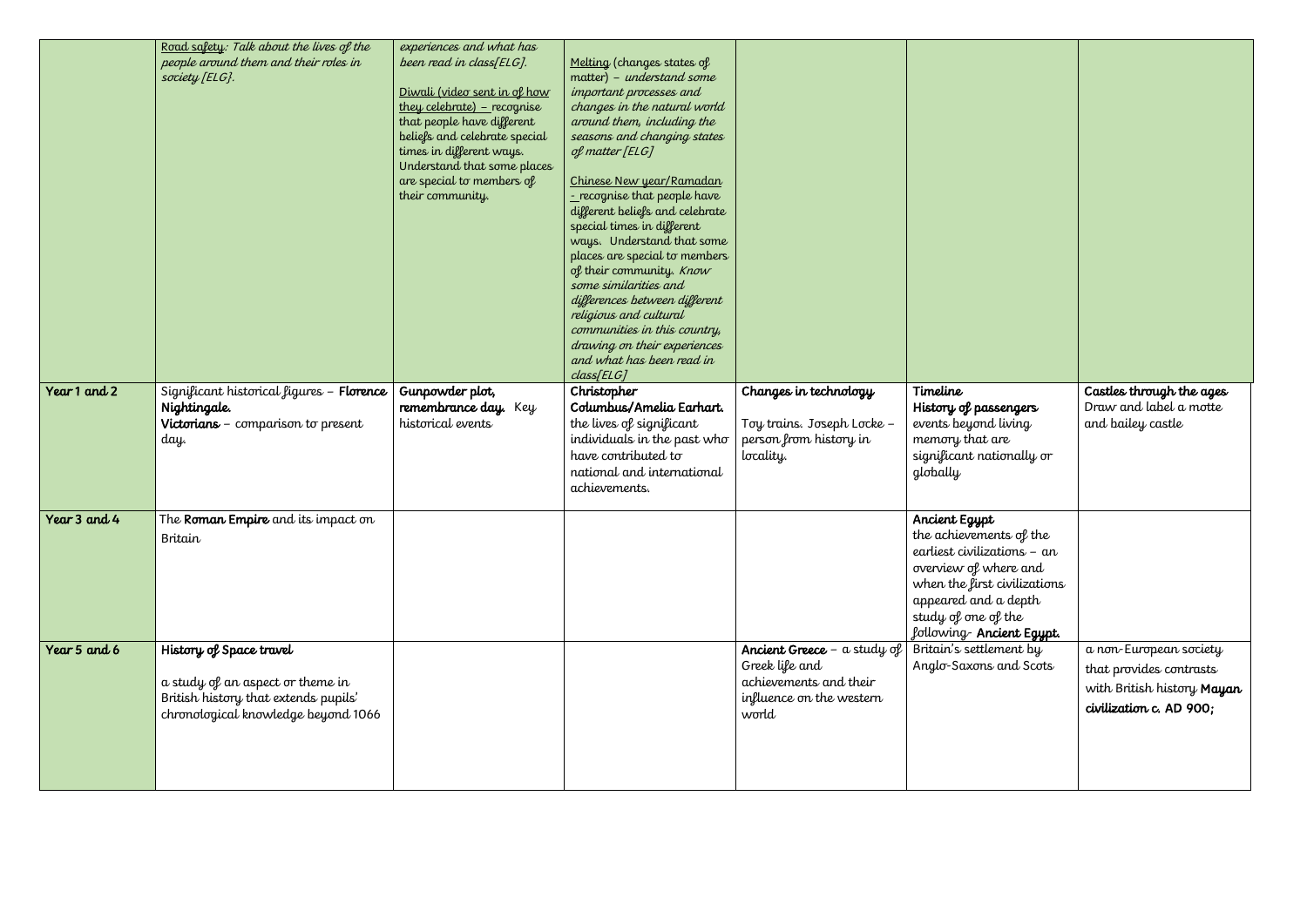| | | | | | | |
|---|---|---|---|---|---|---|
| | Road safety: *Talk about the lives of the people around them and their roles in society [ELG}.* | *experiences and what has been read in class[ELG].*<br><br>Diwali (video sent in of how they celebrate) – recognise that people have different beliefs and celebrate special times in different ways. Understand that some places are special to members of their community. | Melting (changes states of matter) – *understand some important processes and changes in the natural world around them, including the seasons and changing states of matter [ELG]*<br><br>Chinese New year/Ramadan – recognise that people have different beliefs and celebrate special times in different ways. Understand that some places are special to members of their community. *Know some similarities and differences between different religious and cultural communities in this country, drawing on their experiences and what has been read in class[ELG]* | | | |
| **Year 1 and 2** | Significant historical figures – **Florence Nightingale.**<br>**Victorians** – comparison to present day. | **Gunpowder plot, remembrance day.** Key historical events | **Christopher Columbus/Amelia Earhart.** the lives of significant individuals in the past who have contributed to national and international achievements. | **Changes in technology**<br><br>Toy trains. Joseph Locke – person from history in locality. | **Timeline**<br>**History of passengers** events beyond living memory that are significant nationally or globally | **Castles through the ages** Draw and label a motte and bailey castle |
| **Year 3 and 4** | The **Roman Empire** and its impact on Britain | | | | **Ancient Egypt** the achievements of the earliest civilizations – an overview of where and when the first civilizations appeared and a depth study of one of the following- **Ancient Egypt.** | |
| **Year 5 and 6** | **History of Space travel**<br><br>a study of an aspect or theme in British history that extends pupils' chronological knowledge beyond 1066 | | | **Ancient Greece** – a study of Greek life and achievements and their influence on the western world | Britain's settlement by Anglo-Saxons and Scots | a non-European society that provides contrasts with British history **Mayan civilization c. AD 900;** |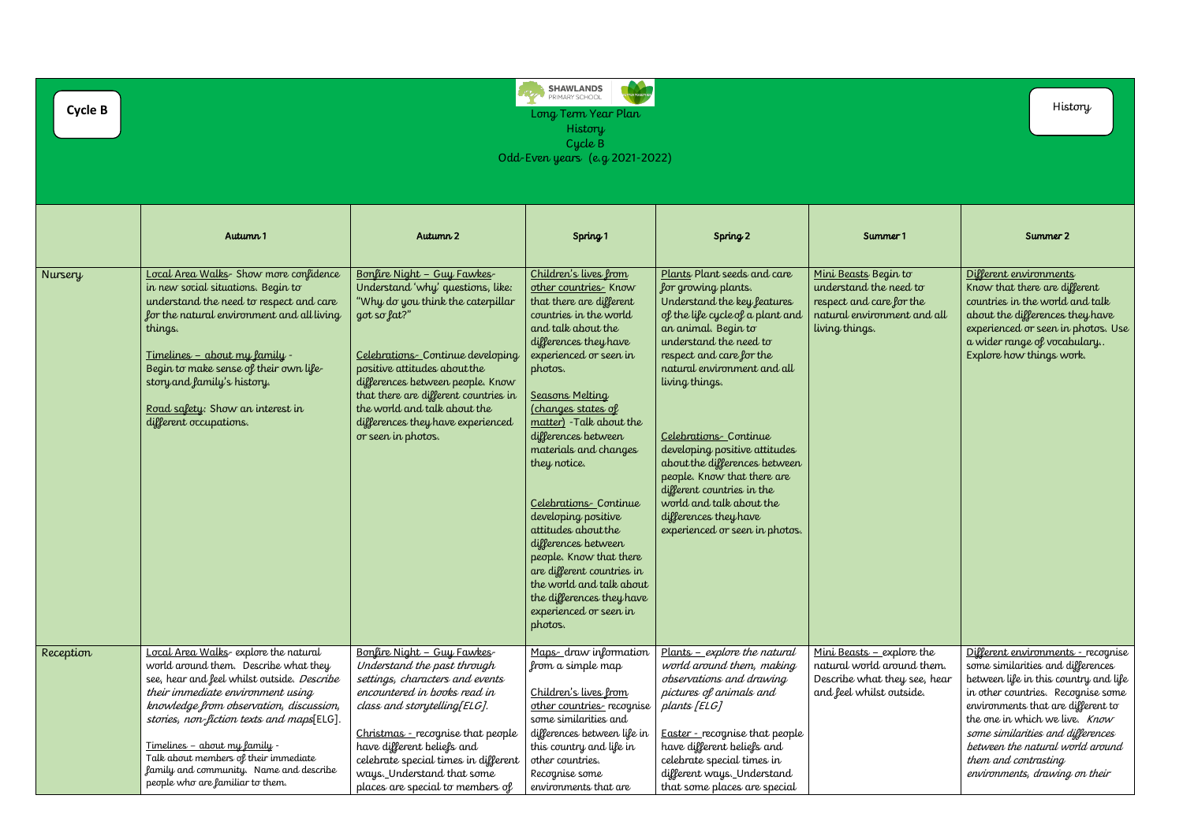**Cycle B**

SHAWLANDS PRIMARY SCHOOL

Long Term Year Plan
History
Cycle B
Odd-Even years (e.g 2021-2022)

History

| | Autumn 1 | Autumn 2 | Spring 1 | Spring 2 | Summer 1 | Summer 2 |
|---|---|---|---|---|---|---|
| Nursery | Local Area Walks- Show more confidence in new social situations. Begin to understand the need to respect and care for the natural environment and all living things.<br><br>Timelines – about my family - Begin to make sense of their own life-story and family's history.<br><br>Road safety: Show an interest in different occupations. | Bonfire Night – Guy Fawkes- Understand 'why' questions, like: "Why do you think the caterpillar got so fat?"<br><br>Celebrations- Continue developing positive attitudes about the differences between people. Know that there are different countries in the world and talk about the differences they have experienced or seen in photos. | Children's lives from other countries- Know that there are different countries in the world and talk about the differences they have experienced or seen in photos.<br><br>Seasons Melting (changes states of matter) -Talk about the differences between materials and changes they notice.<br><br>Celebrations- Continue developing positive attitudes about the differences between people. Know that there are different countries in the world and talk about the differences they have experienced or seen in photos. | Plants Plant seeds and care for growing plants. Understand the key features of the life cycle of a plant and an animal. Begin to understand the need to respect and care for the natural environment and all living things.<br><br>Celebrations- Continue developing positive attitudes about the differences between people. Know that there are different countries in the world and talk about the differences they have experienced or seen in photos. | Mini Beasts Begin to understand the need to respect and care for the natural environment and all living things. | Different environments Know that there are different countries in the world and talk about the differences they have experienced or seen in photos. Use a wider range of vocabulary.. Explore how things work. |
| Reception | Local Area Walks- explore the natural world around them. Describe what they see, hear and feel whilst outside. *Describe their immediate environment using knowledge from observation, discussion, stories, non-fiction texts and maps*[ELG].<br><br>Timelines – about my family - Talk about members of their immediate family and community. Name and describe people who are familiar to them. | Bonfire Night – Guy Fawkes- *Understand the past through settings, characters and events encountered in books read in class and storytelling[ELG].*<br><br>Christmas - recognise that people have different beliefs and celebrate special times in different ways. Understand that some places are special to members of | Maps- draw information from a simple map<br><br>Children's lives from other countries- recognise some similarities and differences between life in this country and life in other countries. Recognise some environments that are | Plants – *explore the natural world around them, making observations and drawing pictures of animals and plants [ELG]*<br><br>Easter - recognise that people have different beliefs and celebrate special times in different ways. Understand that some places are special | Mini Beasts – explore the natural world around them. Describe what they see, hear and feel whilst outside. | Different environments - recognise some similarities and differences between life in this country and life in other countries. Recognise some environments that are different to the one in which we live. *Know some similarities and differences between the natural world around them and contrasting environments, drawing on their* |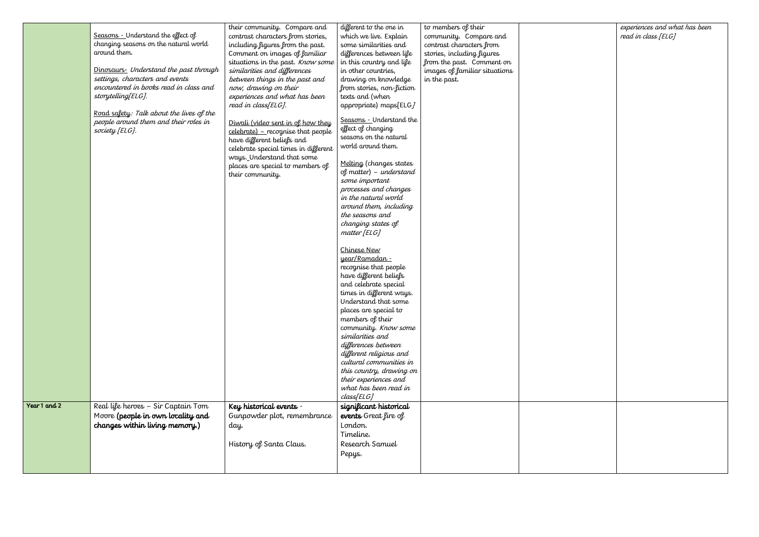| | | | | | | |
|---|---|---|---|---|---|---|
| | Seasons - Understand the effect of changing seasons on the natural world around them.<br><br>Dinosaurs- *Understand the past through settings, characters and events encountered in books read in class and storytelling[ELG].*<br><br>Road safety*: Talk about the lives of the people around them and their roles in society [ELG}.* | their community. Compare and contrast characters from stories, including figures from the past. Comment on images of familiar situations in the past. *Know some similarities and differences between things in the past and now, drawing on their experiences and what has been read in class[ELG].*<br><br>Diwali (video sent in of how they celebrate) – recognise that people have different beliefs and celebrate special times in different ways. Understand that some places are special to members of their community. | different to the one in which we live. Explain some similarities and differences between life in this country and life in other countries, drawing on knowledge from stories, non-fiction texts and (when appropriate) maps[ELG]<br><br>Seasons - Understand the effect of changing seasons on the natural world around them.<br><br>Melting (changes states of matter) – *understand some important processes and changes in the natural world around them, including the seasons and changing states of matter [ELG]*<br><br>Chinese New year/Ramadan - recognise that people have different beliefs and celebrate special times in different ways. Understand that some places are special to members of their community. *Know some similarities and differences between different religious and cultural communities in this country, drawing on their experiences and what has been read in class[ELG]* | to members of their community. Compare and contrast characters from stories, including figures from the past. Comment on images of familiar situations in the past. | | *experiences and what has been read in class [ELG]* |
| **Year 1 and 2** | Real life heroes – Sir Captain Tom Moore **(people in own locality and changes within living memory.)** | **Key historical events** - Gunpowder plot, remembrance day.<br><br>History of Santa Claus. | **significant historical events** Great fire of London.<br>Timeline.<br>Research Samuel Pepys. | | | |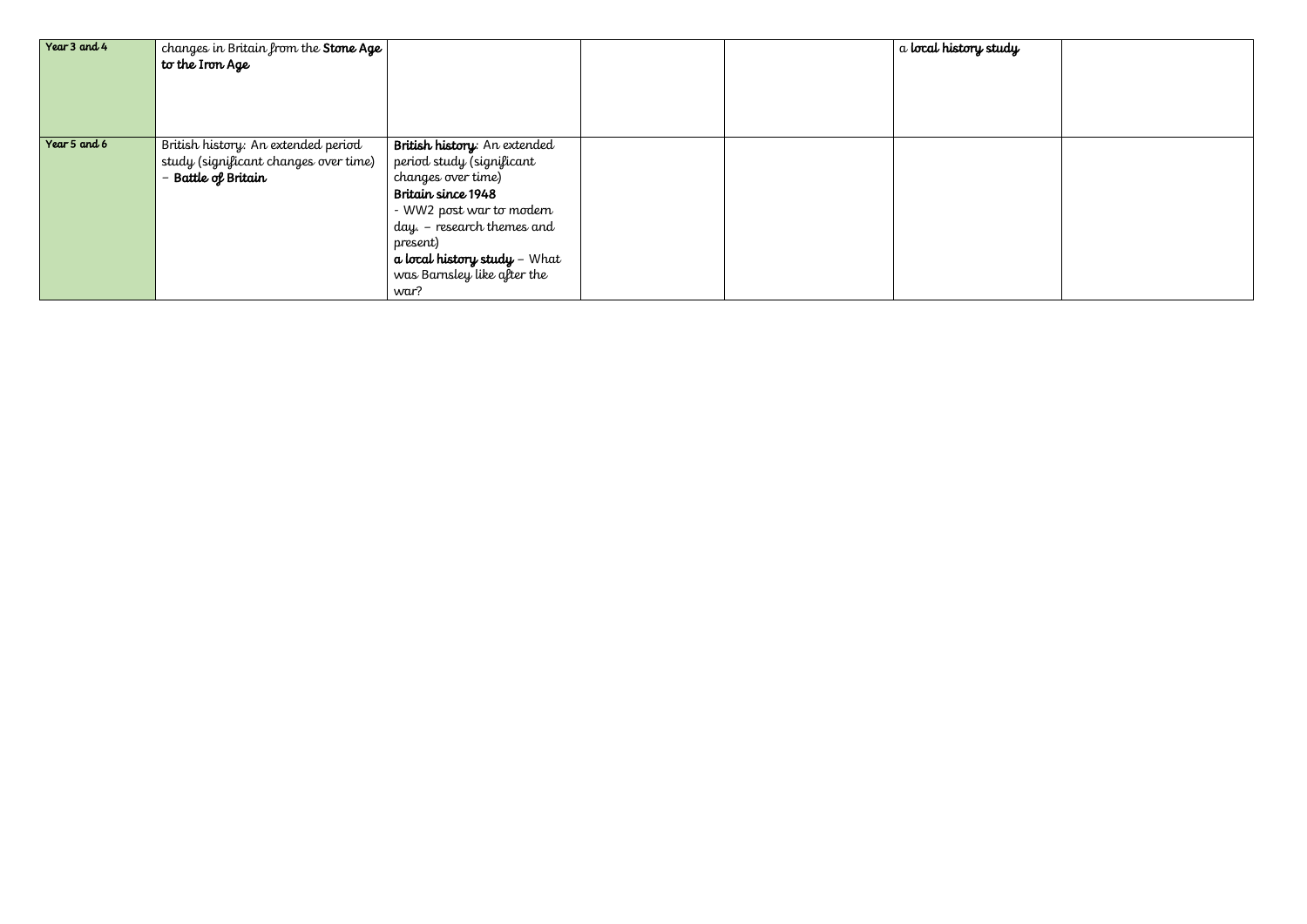| | | | | | | |
|---|---|---|---|---|---|---|
| **Year 3 and 4** | changes in Britain from the **Stone Age to the Iron Age** | | | | a **local history study** | |
| **Year 5 and 6** | British history: An extended period study (significant changes over time) – **Battle of Britain** | **British history**: An extended period study (significant changes over time) **Britain since 1948** - WW2 post war to modern day. – research themes and present) **a local history study** – What was Barnsley like after the war? | | | | |